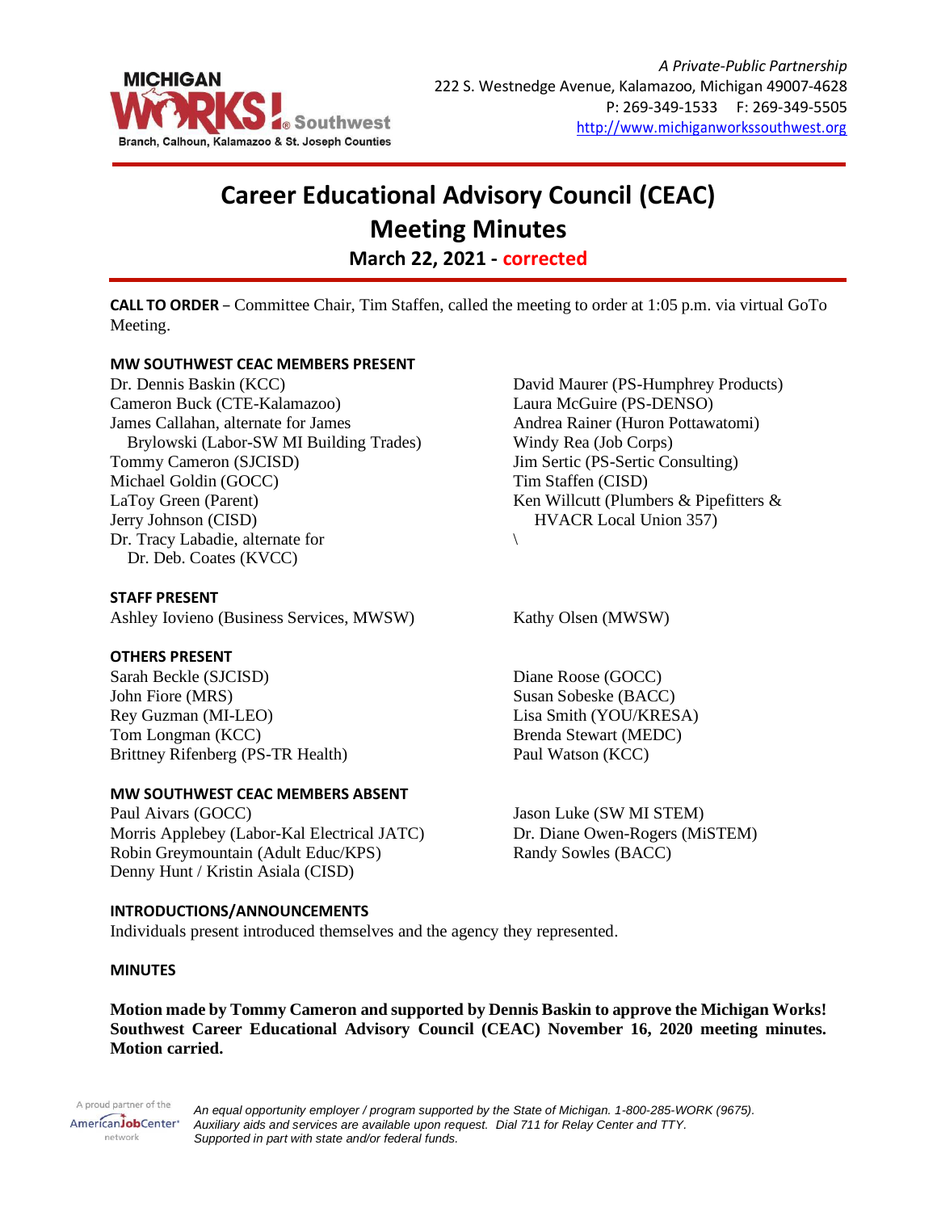MICHIGAN WORKS! Southwest
Branch, Calhoun, Kalamazoo & St. Joseph Counties

*A Private-Public Partnership*
222 S. Westnedge Avenue, Kalamazoo, Michigan 49007-4628
P: 269-349-1533 F: 269-349-5505
http://www.michiganworkssouthwest.org

# Career Educational Advisory Council (CEAC) Meeting Minutes

## March 22, 2021 - corrected

**CALL TO ORDER** – Committee Chair, Tim Staffen, called the meeting to order at 1:05 p.m. via virtual GoTo Meeting.

**MW SOUTHWEST CEAC MEMBERS PRESENT**

Dr. Dennis Baskin (KCC)
Cameron Buck (CTE-Kalamazoo)
James Callahan, alternate for James Brylowski (Labor-SW MI Building Trades)
Tommy Cameron (SJCISD)
Michael Goldin (GOCC)
LaToy Green (Parent)
Jerry Johnson (CISD)
Dr. Tracy Labadie, alternate for Dr. Deb. Coates (KVCC)
David Maurer (PS-Humphrey Products)
Laura McGuire (PS-DENSO)
Andrea Rainer (Huron Pottawatomi)
Windy Rea (Job Corps)
Jim Sertic (PS-Sertic Consulting)
Tim Staffen (CISD)
Ken Willcutt (Plumbers & Pipefitters & HVACR Local Union 357)
\

**STAFF PRESENT**

Ashley Iovieno (Business Services, MWSW)
Kathy Olsen (MWSW)

**OTHERS PRESENT**

Sarah Beckle (SJCISD)
John Fiore (MRS)
Rey Guzman (MI-LEO)
Tom Longman (KCC)
Brittney Rifenberg (PS-TR Health)
Diane Roose (GOCC)
Susan Sobeske (BACC)
Lisa Smith (YOU/KRESA)
Brenda Stewart (MEDC)
Paul Watson (KCC)

**MW SOUTHWEST CEAC MEMBERS ABSENT**

Paul Aivars (GOCC)
Morris Applebey (Labor-Kal Electrical JATC)
Robin Greymountain (Adult Educ/KPS)
Denny Hunt / Kristin Asiala (CISD)
Jason Luke (SW MI STEM)
Dr. Diane Owen-Rogers (MiSTEM)
Randy Sowles (BACC)

**INTRODUCTIONS/ANNOUNCEMENTS**

Individuals present introduced themselves and the agency they represented.

**MINUTES**

**Motion made by Tommy Cameron and supported by Dennis Baskin to approve the Michigan Works! Southwest Career Educational Advisory Council (CEAC) November 16, 2020 meeting minutes. Motion carried.**

A proud partner of the AmericanJobCenter network

*An equal opportunity employer / program supported by the State of Michigan. 1-800-285-WORK (9675). Auxiliary aids and services are available upon request. Dial 711 for Relay Center and TTY. Supported in part with state and/or federal funds.*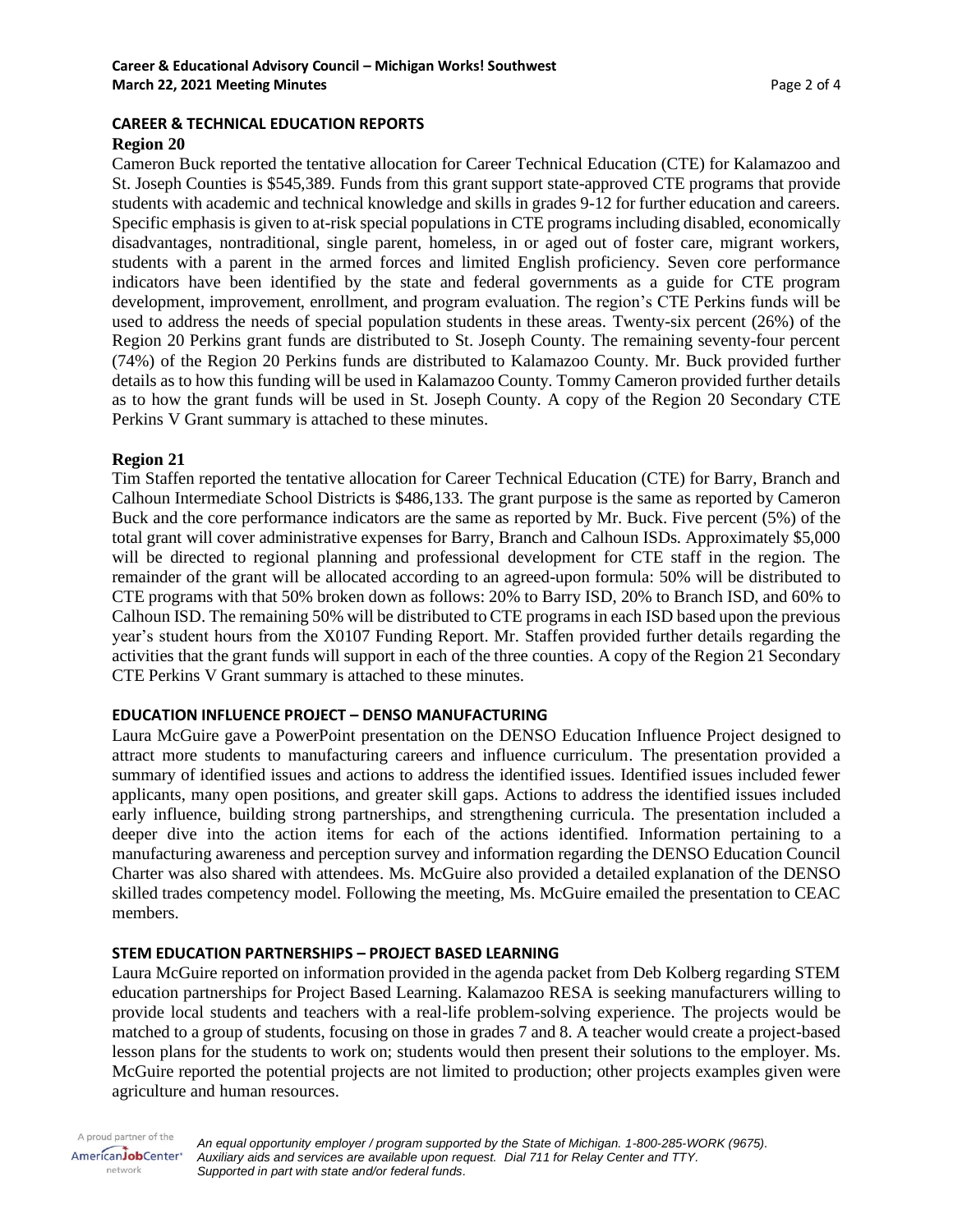## CAREER & TECHNICAL EDUCATION REPORTS

### Region 20

Cameron Buck reported the tentative allocation for Career Technical Education (CTE) for Kalamazoo and St. Joseph Counties is $545,389. Funds from this grant support state-approved CTE programs that provide students with academic and technical knowledge and skills in grades 9-12 for further education and careers. Specific emphasis is given to at-risk special populations in CTE programs including disabled, economically disadvantages, nontraditional, single parent, homeless, in or aged out of foster care, migrant workers, students with a parent in the armed forces and limited English proficiency. Seven core performance indicators have been identified by the state and federal governments as a guide for CTE program development, improvement, enrollment, and program evaluation. The region's CTE Perkins funds will be used to address the needs of special population students in these areas. Twenty-six percent (26%) of the Region 20 Perkins grant funds are distributed to St. Joseph County. The remaining seventy-four percent (74%) of the Region 20 Perkins funds are distributed to Kalamazoo County. Mr. Buck provided further details as to how this funding will be used in Kalamazoo County. Tommy Cameron provided further details as to how the grant funds will be used in St. Joseph County. A copy of the Region 20 Secondary CTE Perkins V Grant summary is attached to these minutes.

### Region 21

Tim Staffen reported the tentative allocation for Career Technical Education (CTE) for Barry, Branch and Calhoun Intermediate School Districts is $486,133. The grant purpose is the same as reported by Cameron Buck and the core performance indicators are the same as reported by Mr. Buck. Five percent (5%) of the total grant will cover administrative expenses for Barry, Branch and Calhoun ISDs. Approximately $5,000 will be directed to regional planning and professional development for CTE staff in the region. The remainder of the grant will be allocated according to an agreed-upon formula: 50% will be distributed to CTE programs with that 50% broken down as follows: 20% to Barry ISD, 20% to Branch ISD, and 60% to Calhoun ISD. The remaining 50% will be distributed to CTE programs in each ISD based upon the previous year's student hours from the X0107 Funding Report. Mr. Staffen provided further details regarding the activities that the grant funds will support in each of the three counties. A copy of the Region 21 Secondary CTE Perkins V Grant summary is attached to these minutes.

## EDUCATION INFLUENCE PROJECT – DENSO MANUFACTURING

Laura McGuire gave a PowerPoint presentation on the DENSO Education Influence Project designed to attract more students to manufacturing careers and influence curriculum. The presentation provided a summary of identified issues and actions to address the identified issues. Identified issues included fewer applicants, many open positions, and greater skill gaps. Actions to address the identified issues included early influence, building strong partnerships, and strengthening curricula. The presentation included a deeper dive into the action items for each of the actions identified. Information pertaining to a manufacturing awareness and perception survey and information regarding the DENSO Education Council Charter was also shared with attendees. Ms. McGuire also provided a detailed explanation of the DENSO skilled trades competency model. Following the meeting, Ms. McGuire emailed the presentation to CEAC members.

## STEM EDUCATION PARTNERSHIPS – PROJECT BASED LEARNING

Laura McGuire reported on information provided in the agenda packet from Deb Kolberg regarding STEM education partnerships for Project Based Learning. Kalamazoo RESA is seeking manufacturers willing to provide local students and teachers with a real-life problem-solving experience. The projects would be matched to a group of students, focusing on those in grades 7 and 8. A teacher would create a project-based lesson plans for the students to work on; students would then present their solutions to the employer. Ms. McGuire reported the potential projects are not limited to production; other projects examples given were agriculture and human resources.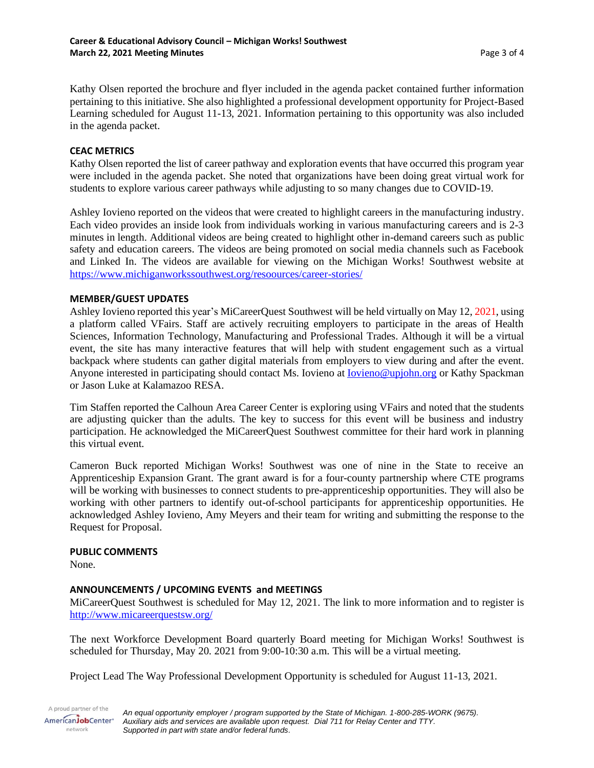Kathy Olsen reported the brochure and flyer included in the agenda packet contained further information pertaining to this initiative. She also highlighted a professional development opportunity for Project-Based Learning scheduled for August 11-13, 2021. Information pertaining to this opportunity was also included in the agenda packet.

**CEAC METRICS**

Kathy Olsen reported the list of career pathway and exploration events that have occurred this program year were included in the agenda packet. She noted that organizations have been doing great virtual work for students to explore various career pathways while adjusting to so many changes due to COVID-19.

Ashley Iovieno reported on the videos that were created to highlight careers in the manufacturing industry. Each video provides an inside look from individuals working in various manufacturing careers and is 2-3 minutes in length. Additional videos are being created to highlight other in-demand careers such as public safety and education careers. The videos are being promoted on social media channels such as Facebook and Linked In. The videos are available for viewing on the Michigan Works! Southwest website at https://www.michiganworkssouthwest.org/resoources/career-stories/

**MEMBER/GUEST UPDATES**

Ashley Iovieno reported this year's MiCareerQuest Southwest will be held virtually on May 12, 2021, using a platform called VFairs. Staff are actively recruiting employers to participate in the areas of Health Sciences, Information Technology, Manufacturing and Professional Trades. Although it will be a virtual event, the site has many interactive features that will help with student engagement such as a virtual backpack where students can gather digital materials from employers to view during and after the event. Anyone interested in participating should contact Ms. Iovieno at Iovieno@upjohn.org or Kathy Spackman or Jason Luke at Kalamazoo RESA.

Tim Staffen reported the Calhoun Area Career Center is exploring using VFairs and noted that the students are adjusting quicker than the adults. The key to success for this event will be business and industry participation. He acknowledged the MiCareerQuest Southwest committee for their hard work in planning this virtual event.

Cameron Buck reported Michigan Works! Southwest was one of nine in the State to receive an Apprenticeship Expansion Grant. The grant award is for a four-county partnership where CTE programs will be working with businesses to connect students to pre-apprenticeship opportunities. They will also be working with other partners to identify out-of-school participants for apprenticeship opportunities. He acknowledged Ashley Iovieno, Amy Meyers and their team for writing and submitting the response to the Request for Proposal.

**PUBLIC COMMENTS**

None.

**ANNOUNCEMENTS / UPCOMING EVENTS and MEETINGS**

MiCareerQuest Southwest is scheduled for May 12, 2021. The link to more information and to register is http://www.micareerquestsw.org/

The next Workforce Development Board quarterly Board meeting for Michigan Works! Southwest is scheduled for Thursday, May 20. 2021 from 9:00-10:30 a.m. This will be a virtual meeting.

Project Lead The Way Professional Development Opportunity is scheduled for August 11-13, 2021.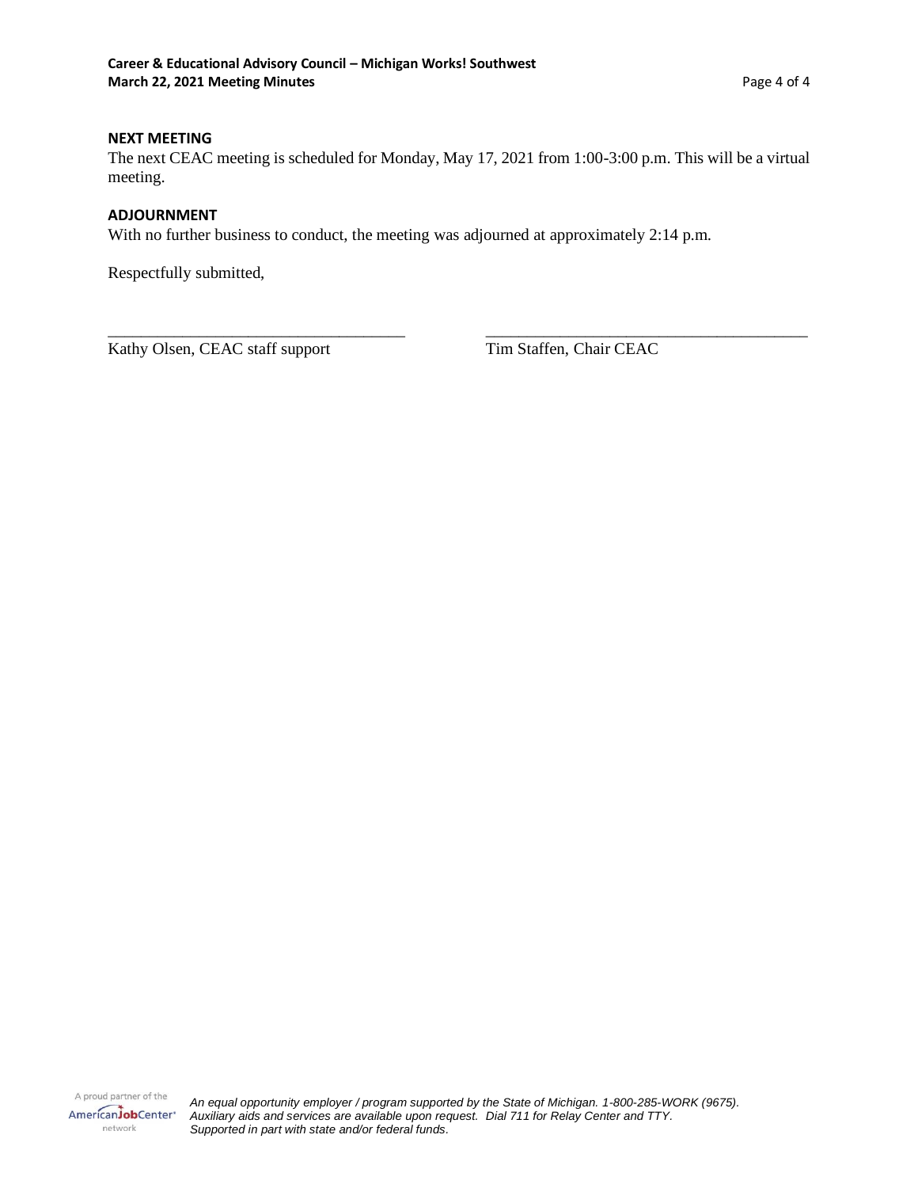**NEXT MEETING**

The next CEAC meeting is scheduled for Monday, May 17, 2021 from 1:00-3:00 p.m. This will be a virtual meeting.

**ADJOURNMENT**

With no further business to conduct, the meeting was adjourned at approximately 2:14 p.m.

Respectfully submitted,

| ____________________________________ | ____________________________________ |
|---|---|
| Kathy Olsen, CEAC staff support | Tim Staffen, Chair CEAC |

A proud partner of the AmericanJobCenter network

*An equal opportunity employer / program supported by the State of Michigan. 1-800-285-WORK (9675). Auxiliary aids and services are available upon request. Dial 711 for Relay Center and TTY. Supported in part with state and/or federal funds.*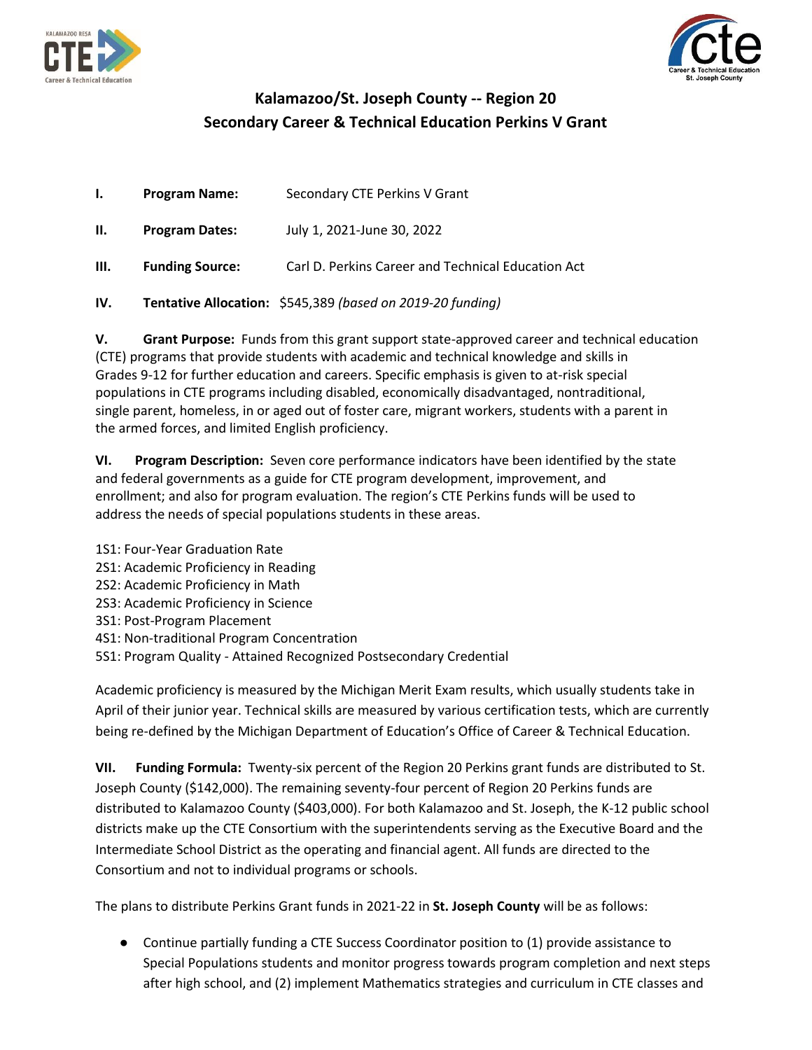## Kalamazoo/St. Joseph County -- Region 20
## Secondary Career & Technical Education Perkins V Grant

**I.** **Program Name:** Secondary CTE Perkins V Grant

**II.** **Program Dates:** July 1, 2021-June 30, 2022

**III.** **Funding Source:** Carl D. Perkins Career and Technical Education Act

**IV.** **Tentative Allocation:** $545,389 *(based on 2019-20 funding)*

**V.** **Grant Purpose:** Funds from this grant support state-approved career and technical education (CTE) programs that provide students with academic and technical knowledge and skills in Grades 9-12 for further education and careers. Specific emphasis is given to at-risk special populations in CTE programs including disabled, economically disadvantaged, nontraditional, single parent, homeless, in or aged out of foster care, migrant workers, students with a parent in the armed forces, and limited English proficiency.

**VI.** **Program Description:** Seven core performance indicators have been identified by the state and federal governments as a guide for CTE program development, improvement, and enrollment; and also for program evaluation. The region's CTE Perkins funds will be used to address the needs of special populations students in these areas.

1S1: Four-Year Graduation Rate
2S1: Academic Proficiency in Reading
2S2: Academic Proficiency in Math
2S3: Academic Proficiency in Science
3S1: Post-Program Placement
4S1: Non-traditional Program Concentration
5S1: Program Quality - Attained Recognized Postsecondary Credential

Academic proficiency is measured by the Michigan Merit Exam results, which usually students take in April of their junior year. Technical skills are measured by various certification tests, which are currently being re-defined by the Michigan Department of Education's Office of Career & Technical Education.

**VII.** **Funding Formula:** Twenty-six percent of the Region 20 Perkins grant funds are distributed to St. Joseph County ($142,000). The remaining seventy-four percent of Region 20 Perkins funds are distributed to Kalamazoo County ($403,000). For both Kalamazoo and St. Joseph, the K-12 public school districts make up the CTE Consortium with the superintendents serving as the Executive Board and the Intermediate School District as the operating and financial agent. All funds are directed to the Consortium and not to individual programs or schools.

The plans to distribute Perkins Grant funds in 2021-22 in **St. Joseph County** will be as follows:

- Continue partially funding a CTE Success Coordinator position to (1) provide assistance to Special Populations students and monitor progress towards program completion and next steps after high school, and (2) implement Mathematics strategies and curriculum in CTE classes and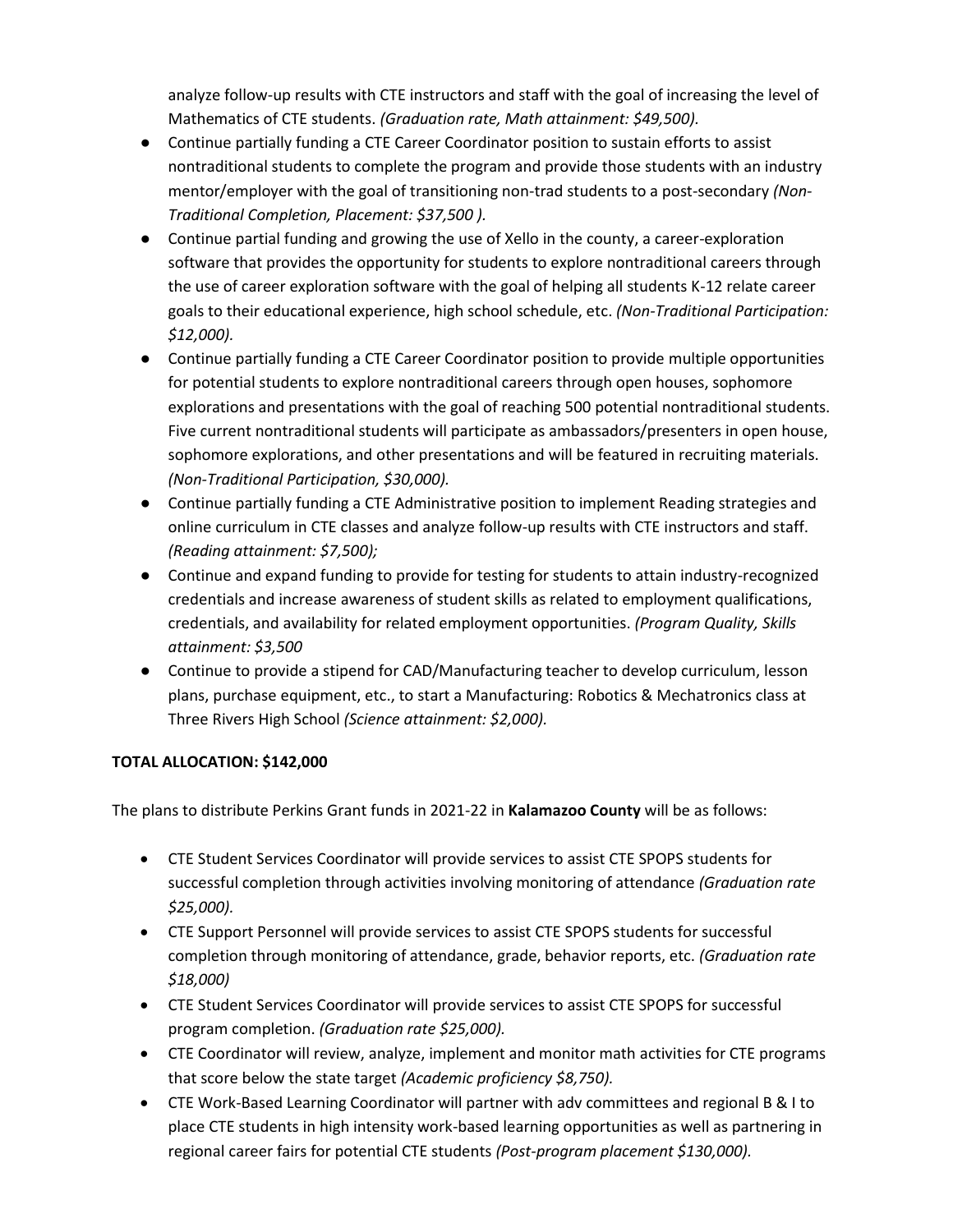analyze follow-up results with CTE instructors and staff with the goal of increasing the level of Mathematics of CTE students. *(Graduation rate, Math attainment: $49,500).*

- Continue partially funding a CTE Career Coordinator position to sustain efforts to assist nontraditional students to complete the program and provide those students with an industry mentor/employer with the goal of transitioning non-trad students to a post-secondary *(Non-Traditional Completion, Placement: $37,500 ).*
- Continue partial funding and growing the use of Xello in the county, a career-exploration software that provides the opportunity for students to explore nontraditional careers through the use of career exploration software with the goal of helping all students K-12 relate career goals to their educational experience, high school schedule, etc. *(Non-Traditional Participation: $12,000).*
- Continue partially funding a CTE Career Coordinator position to provide multiple opportunities for potential students to explore nontraditional careers through open houses, sophomore explorations and presentations with the goal of reaching 500 potential nontraditional students. Five current nontraditional students will participate as ambassadors/presenters in open house, sophomore explorations, and other presentations and will be featured in recruiting materials. *(Non-Traditional Participation, $30,000).*
- Continue partially funding a CTE Administrative position to implement Reading strategies and online curriculum in CTE classes and analyze follow-up results with CTE instructors and staff. *(Reading attainment: $7,500);*
- Continue and expand funding to provide for testing for students to attain industry-recognized credentials and increase awareness of student skills as related to employment qualifications, credentials, and availability for related employment opportunities. *(Program Quality, Skills attainment: $3,500*
- Continue to provide a stipend for CAD/Manufacturing teacher to develop curriculum, lesson plans, purchase equipment, etc., to start a Manufacturing: Robotics & Mechatronics class at Three Rivers High School *(Science attainment: $2,000).*

**TOTAL ALLOCATION: $142,000**

The plans to distribute Perkins Grant funds in 2021-22 in **Kalamazoo County** will be as follows:

- CTE Student Services Coordinator will provide services to assist CTE SPOPS students for successful completion through activities involving monitoring of attendance *(Graduation rate $25,000).*
- CTE Support Personnel will provide services to assist CTE SPOPS students for successful completion through monitoring of attendance, grade, behavior reports, etc. *(Graduation rate $18,000)*
- CTE Student Services Coordinator will provide services to assist CTE SPOPS for successful program completion. *(Graduation rate $25,000).*
- CTE Coordinator will review, analyze, implement and monitor math activities for CTE programs that score below the state target *(Academic proficiency $8,750).*
- CTE Work-Based Learning Coordinator will partner with adv committees and regional B & I to place CTE students in high intensity work-based learning opportunities as well as partnering in regional career fairs for potential CTE students *(Post-program placement $130,000).*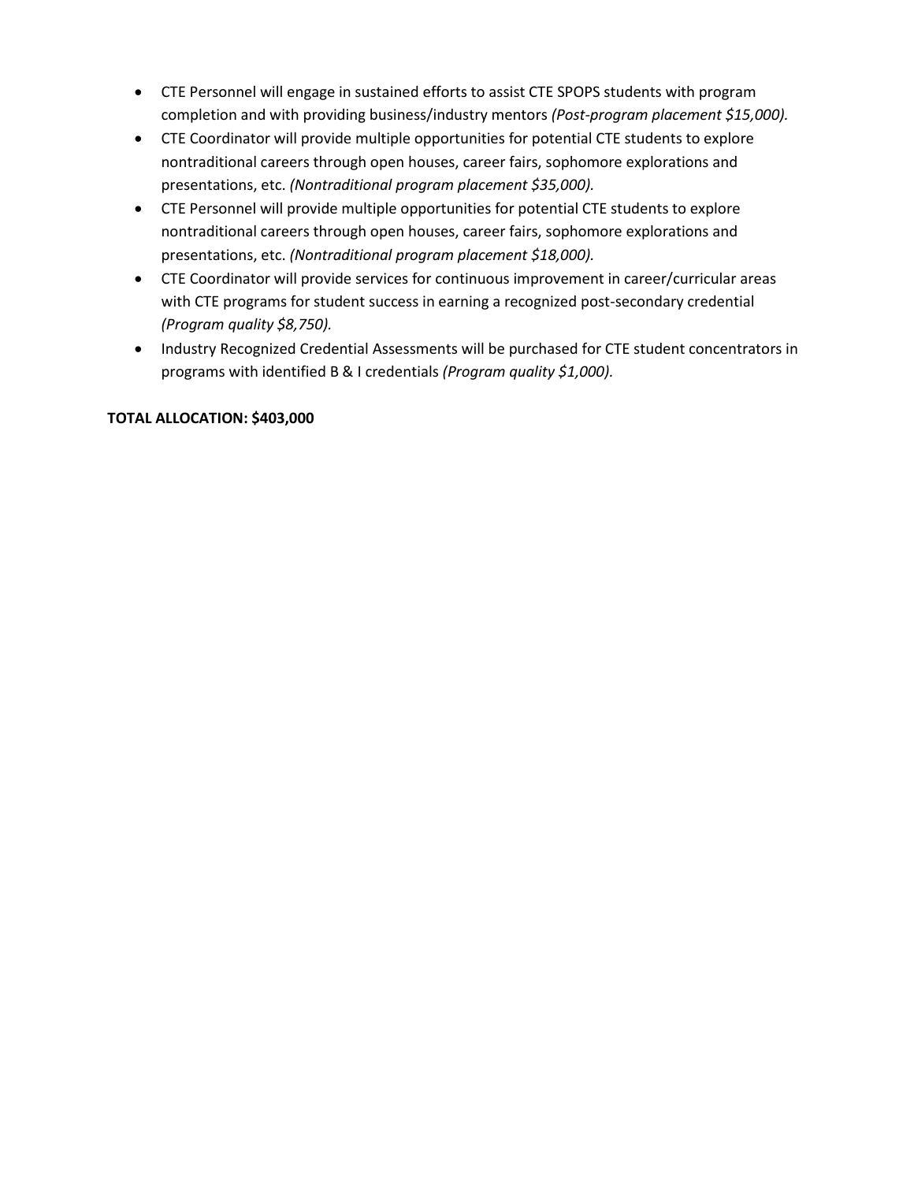- CTE Personnel will engage in sustained efforts to assist CTE SPOPS students with program completion and with providing business/industry mentors *(Post-program placement $15,000).*
- CTE Coordinator will provide multiple opportunities for potential CTE students to explore nontraditional careers through open houses, career fairs, sophomore explorations and presentations, etc. *(Nontraditional program placement $35,000).*
- CTE Personnel will provide multiple opportunities for potential CTE students to explore nontraditional careers through open houses, career fairs, sophomore explorations and presentations, etc. *(Nontraditional program placement $18,000).*
- CTE Coordinator will provide services for continuous improvement in career/curricular areas with CTE programs for student success in earning a recognized post-secondary credential *(Program quality $8,750).*
- Industry Recognized Credential Assessments will be purchased for CTE student concentrators in programs with identified B & I credentials *(Program quality $1,000).*

**TOTAL ALLOCATION: $403,000**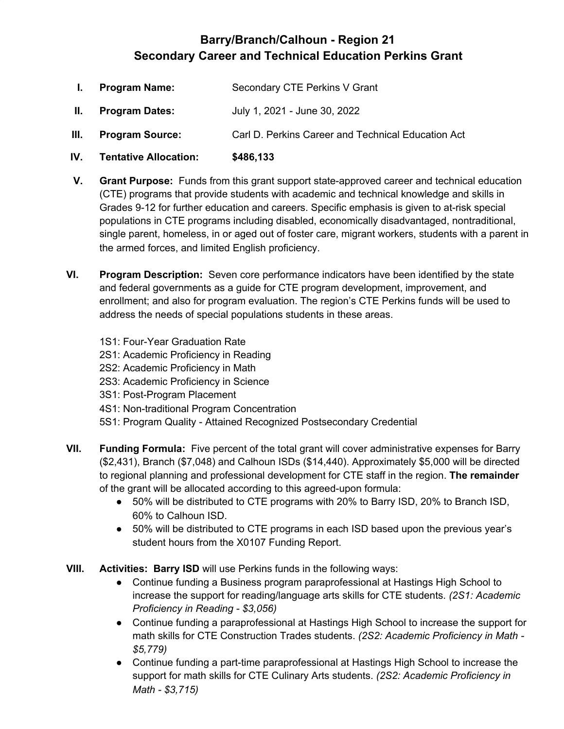# Barry/Branch/Calhoun - Region 21
# Secondary Career and Technical Education Perkins Grant

**I. Program Name:** Secondary CTE Perkins V Grant

**II. Program Dates:** July 1, 2021 - June 30, 2022

**III. Program Source:** Carl D. Perkins Career and Technical Education Act

**IV. Tentative Allocation:** **$486,133**

**V. Grant Purpose:** Funds from this grant support state-approved career and technical education (CTE) programs that provide students with academic and technical knowledge and skills in Grades 9-12 for further education and careers. Specific emphasis is given to at-risk special populations in CTE programs including disabled, economically disadvantaged, nontraditional, single parent, homeless, in or aged out of foster care, migrant workers, students with a parent in the armed forces, and limited English proficiency.

**VI. Program Description:** Seven core performance indicators have been identified by the state and federal governments as a guide for CTE program development, improvement, and enrollment; and also for program evaluation. The region's CTE Perkins funds will be used to address the needs of special populations students in these areas.

1S1: Four-Year Graduation Rate
2S1: Academic Proficiency in Reading
2S2: Academic Proficiency in Math
2S3: Academic Proficiency in Science
3S1: Post-Program Placement
4S1: Non-traditional Program Concentration
5S1: Program Quality - Attained Recognized Postsecondary Credential

**VII. Funding Formula:** Five percent of the total grant will cover administrative expenses for Barry ($2,431), Branch ($7,048) and Calhoun ISDs ($14,440). Approximately $5,000 will be directed to regional planning and professional development for CTE staff in the region. **The remainder** of the grant will be allocated according to this agreed-upon formula:

- 50% will be distributed to CTE programs with 20% to Barry ISD, 20% to Branch ISD, 60% to Calhoun ISD.
- 50% will be distributed to CTE programs in each ISD based upon the previous year's student hours from the X0107 Funding Report.

**VIII. Activities: Barry ISD** will use Perkins funds in the following ways:

- Continue funding a Business program paraprofessional at Hastings High School to increase the support for reading/language arts skills for CTE students. *(2S1: Academic Proficiency in Reading - $3,056)*
- Continue funding a paraprofessional at Hastings High School to increase the support for math skills for CTE Construction Trades students. *(2S2: Academic Proficiency in Math - $5,779)*
- Continue funding a part-time paraprofessional at Hastings High School to increase the support for math skills for CTE Culinary Arts students. *(2S2: Academic Proficiency in Math - $3,715)*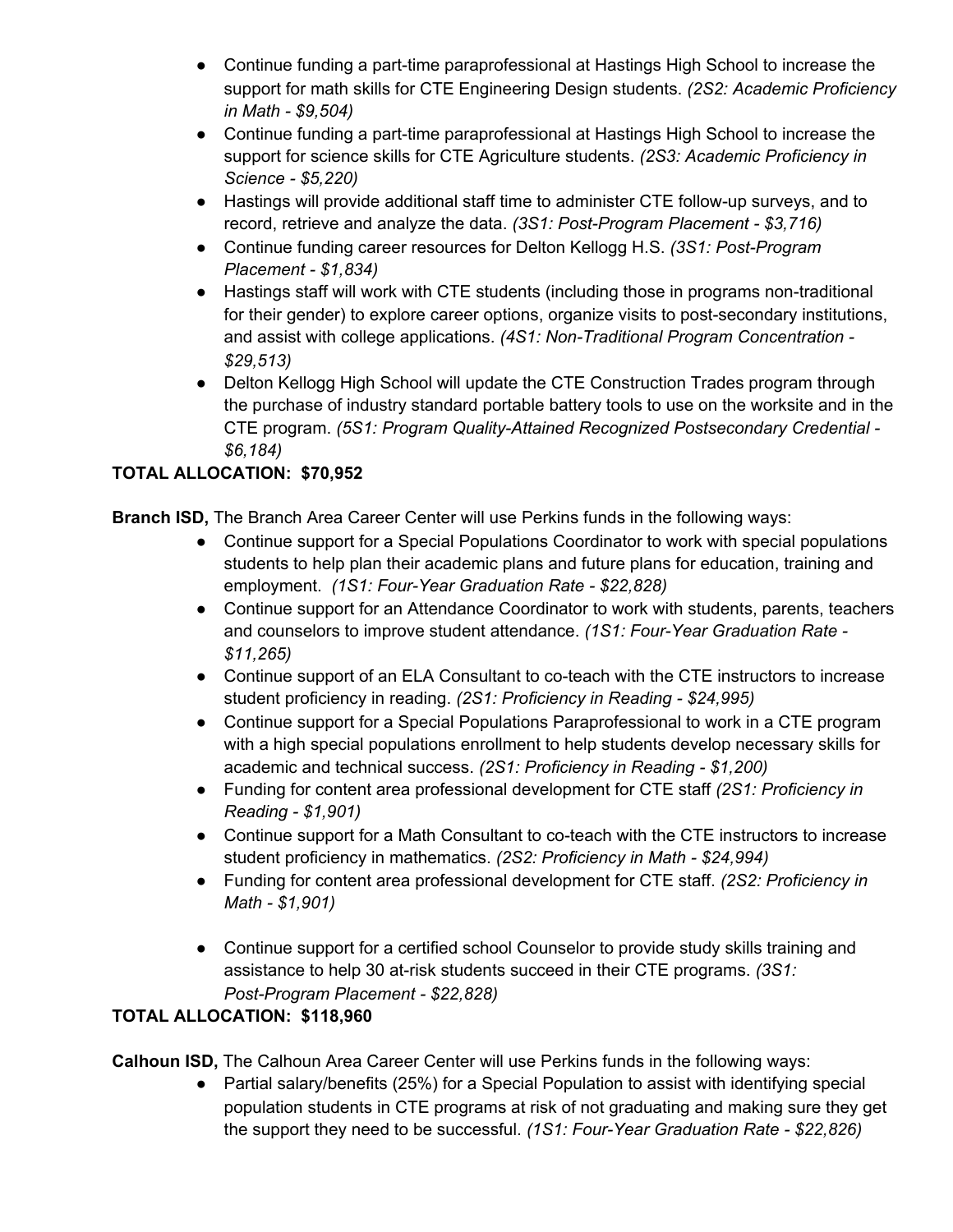- Continue funding a part-time paraprofessional at Hastings High School to increase the support for math skills for CTE Engineering Design students. *(2S2: Academic Proficiency in Math - $9,504)*
- Continue funding a part-time paraprofessional at Hastings High School to increase the support for science skills for CTE Agriculture students. *(2S3: Academic Proficiency in Science - $5,220)*
- Hastings will provide additional staff time to administer CTE follow-up surveys, and to record, retrieve and analyze the data. *(3S1: Post-Program Placement - $3,716)*
- Continue funding career resources for Delton Kellogg H.S. *(3S1: Post-Program Placement - $1,834)*
- Hastings staff will work with CTE students (including those in programs non-traditional for their gender) to explore career options, organize visits to post-secondary institutions, and assist with college applications. *(4S1: Non-Traditional Program Concentration - $29,513)*
- Delton Kellogg High School will update the CTE Construction Trades program through the purchase of industry standard portable battery tools to use on the worksite and in the CTE program. *(5S1: Program Quality-Attained Recognized Postsecondary Credential - $6,184)*

**TOTAL ALLOCATION: $70,952**

**Branch ISD,** The Branch Area Career Center will use Perkins funds in the following ways:

- Continue support for a Special Populations Coordinator to work with special populations students to help plan their academic plans and future plans for education, training and employment. *(1S1: Four-Year Graduation Rate - $22,828)*
- Continue support for an Attendance Coordinator to work with students, parents, teachers and counselors to improve student attendance. *(1S1: Four-Year Graduation Rate - $11,265)*
- Continue support of an ELA Consultant to co-teach with the CTE instructors to increase student proficiency in reading. *(2S1: Proficiency in Reading - $24,995)*
- Continue support for a Special Populations Paraprofessional to work in a CTE program with a high special populations enrollment to help students develop necessary skills for academic and technical success. *(2S1: Proficiency in Reading - $1,200)*
- Funding for content area professional development for CTE staff *(2S1: Proficiency in Reading - $1,901)*
- Continue support for a Math Consultant to co-teach with the CTE instructors to increase student proficiency in mathematics. *(2S2: Proficiency in Math - $24,994)*
- Funding for content area professional development for CTE staff. *(2S2: Proficiency in Math - $1,901)*
- Continue support for a certified school Counselor to provide study skills training and assistance to help 30 at-risk students succeed in their CTE programs. *(3S1: Post-Program Placement - $22,828)*

**TOTAL ALLOCATION: $118,960**

**Calhoun ISD,** The Calhoun Area Career Center will use Perkins funds in the following ways:

- Partial salary/benefits (25%) for a Special Population to assist with identifying special population students in CTE programs at risk of not graduating and making sure they get the support they need to be successful. *(1S1: Four-Year Graduation Rate - $22,826)*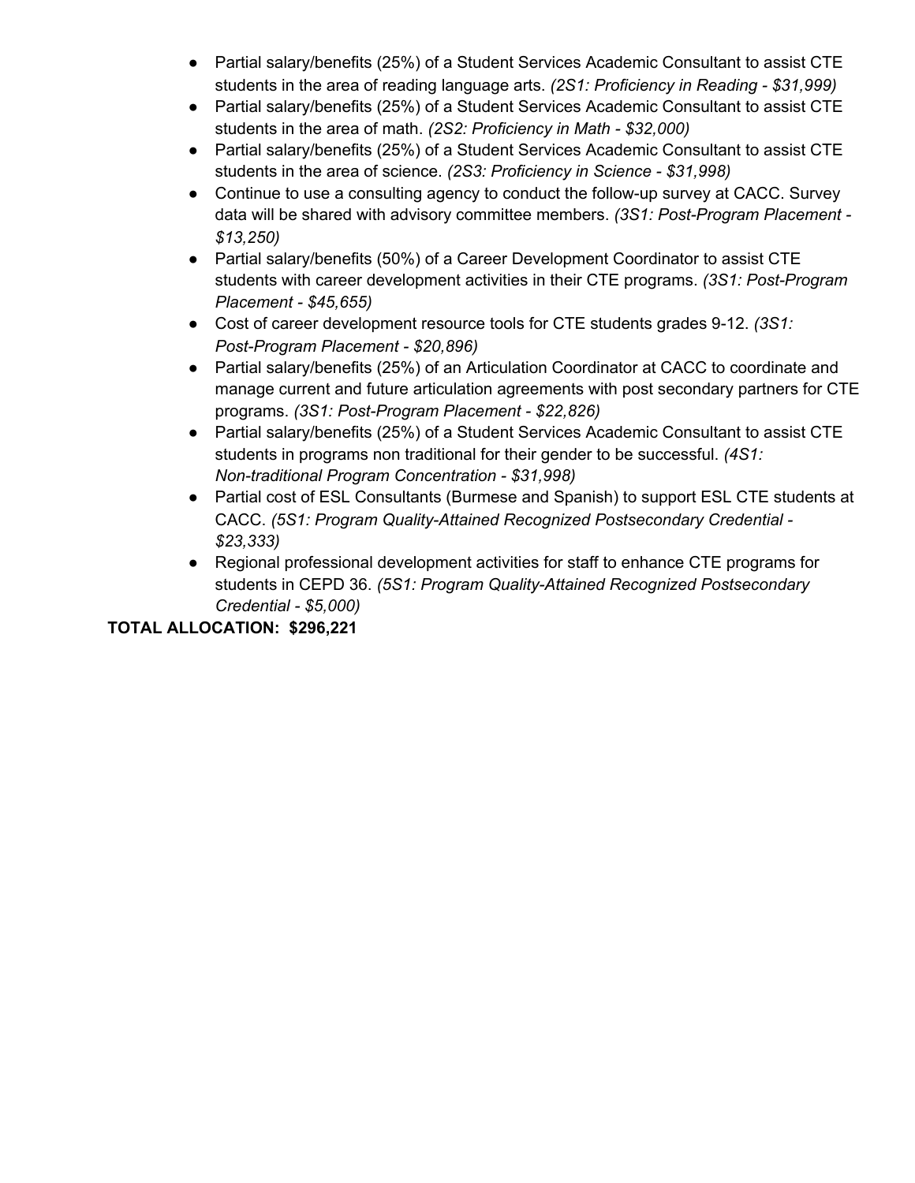- Partial salary/benefits (25%) of a Student Services Academic Consultant to assist CTE students in the area of reading language arts. *(2S1: Proficiency in Reading - $31,999)*
- Partial salary/benefits (25%) of a Student Services Academic Consultant to assist CTE students in the area of math. *(2S2: Proficiency in Math - $32,000)*
- Partial salary/benefits (25%) of a Student Services Academic Consultant to assist CTE students in the area of science. *(2S3: Proficiency in Science - $31,998)*
- Continue to use a consulting agency to conduct the follow-up survey at CACC. Survey data will be shared with advisory committee members. *(3S1: Post-Program Placement - $13,250)*
- Partial salary/benefits (50%) of a Career Development Coordinator to assist CTE students with career development activities in their CTE programs. *(3S1: Post-Program Placement - $45,655)*
- Cost of career development resource tools for CTE students grades 9-12. *(3S1: Post-Program Placement - $20,896)*
- Partial salary/benefits (25%) of an Articulation Coordinator at CACC to coordinate and manage current and future articulation agreements with post secondary partners for CTE programs. *(3S1: Post-Program Placement - $22,826)*
- Partial salary/benefits (25%) of a Student Services Academic Consultant to assist CTE students in programs non traditional for their gender to be successful. *(4S1: Non-traditional Program Concentration - $31,998)*
- Partial cost of ESL Consultants (Burmese and Spanish) to support ESL CTE students at CACC. *(5S1: Program Quality-Attained Recognized Postsecondary Credential - $23,333)*
- Regional professional development activities for staff to enhance CTE programs for students in CEPD 36. *(5S1: Program Quality-Attained Recognized Postsecondary Credential - $5,000)*

**TOTAL ALLOCATION: $296,221**